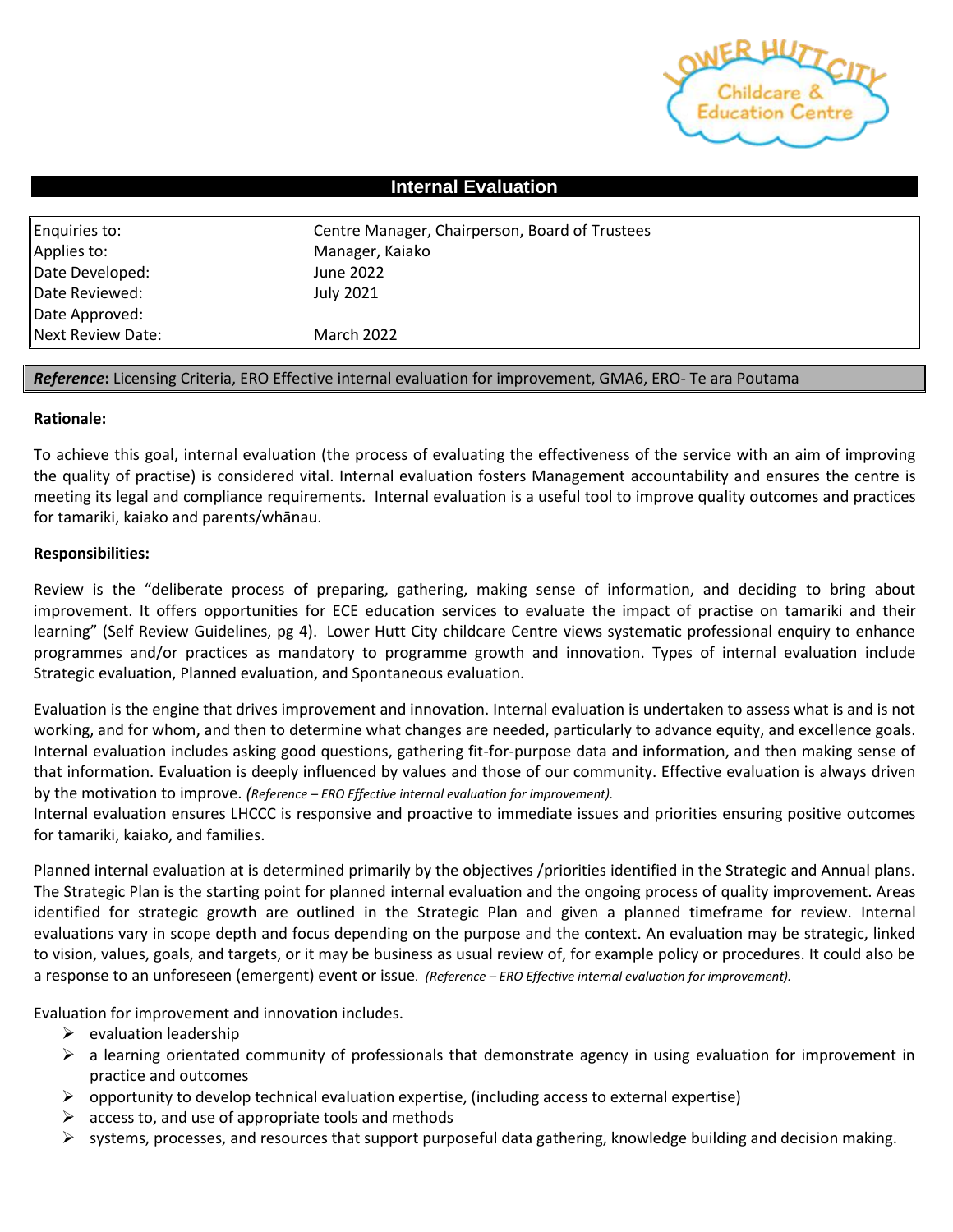# Internal Evaluation

| Enquiries to: | Centre Manager, Chairperson, Board of Trustees |
|---|---|
| Applies to: | Manager, Kaiako |
| Date Developed: | June 2022 |
| Date Reviewed: | July 2021 |
| Date Approved: | |
| Next Review Date: | March 2022 |

***Reference*:** Licensing Criteria, ERO Effective internal evaluation for improvement, GMA6, ERO- Te ara Poutama

**Rationale:**

To achieve this goal, internal evaluation (the process of evaluating the effectiveness of the service with an aim of improving the quality of practise) is considered vital. Internal evaluation fosters Management accountability and ensures the centre is meeting its legal and compliance requirements. Internal evaluation is a useful tool to improve quality outcomes and practices for tamariki, kaiako and parents/whānau.

**Responsibilities:**

Review is the "deliberate process of preparing, gathering, making sense of information, and deciding to bring about improvement. It offers opportunities for ECE education services to evaluate the impact of practise on tamariki and their learning" (Self Review Guidelines, pg 4). Lower Hutt City childcare Centre views systematic professional enquiry to enhance programmes and/or practices as mandatory to programme growth and innovation. Types of internal evaluation include Strategic evaluation, Planned evaluation, and Spontaneous evaluation.

Evaluation is the engine that drives improvement and innovation. Internal evaluation is undertaken to assess what is and is not working, and for whom, and then to determine what changes are needed, particularly to advance equity, and excellence goals. Internal evaluation includes asking good questions, gathering fit-for-purpose data and information, and then making sense of that information. Evaluation is deeply influenced by values and those of our community. Effective evaluation is always driven by the motivation to improve. *(Reference – ERO Effective internal evaluation for improvement).*
Internal evaluation ensures LHCCC is responsive and proactive to immediate issues and priorities ensuring positive outcomes for tamariki, kaiako, and families.

Planned internal evaluation at is determined primarily by the objectives /priorities identified in the Strategic and Annual plans. The Strategic Plan is the starting point for planned internal evaluation and the ongoing process of quality improvement. Areas identified for strategic growth are outlined in the Strategic Plan and given a planned timeframe for review. Internal evaluations vary in scope depth and focus depending on the purpose and the context. An evaluation may be strategic, linked to vision, values, goals, and targets, or it may be business as usual review of, for example policy or procedures. It could also be a response to an unforeseen (emergent) event or issue. *(Reference – ERO Effective internal evaluation for improvement).*

Evaluation for improvement and innovation includes.

- evaluation leadership
- a learning orientated community of professionals that demonstrate agency in using evaluation for improvement in practice and outcomes
- opportunity to develop technical evaluation expertise, (including access to external expertise)
- access to, and use of appropriate tools and methods
- systems, processes, and resources that support purposeful data gathering, knowledge building and decision making.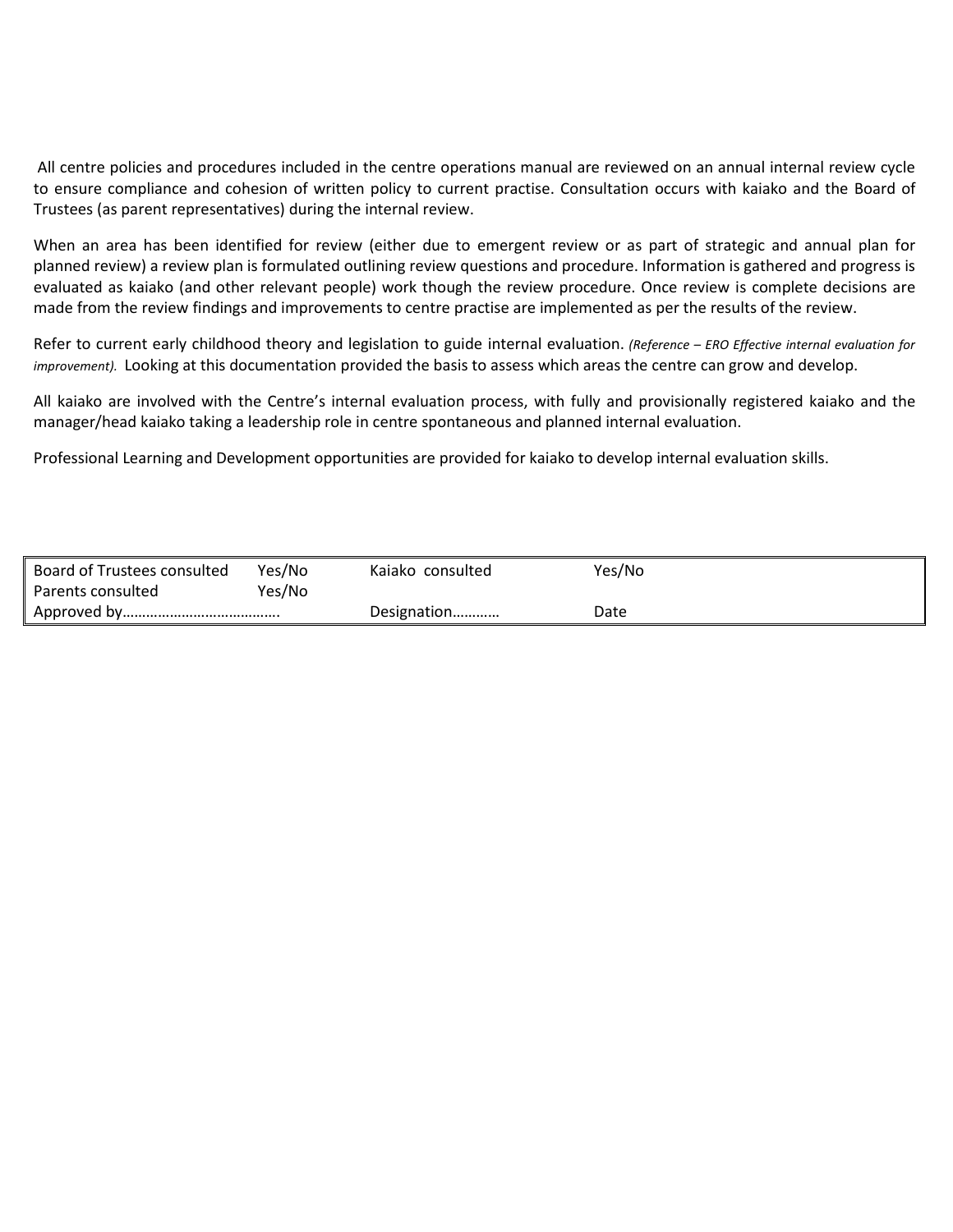All centre policies and procedures included in the centre operations manual are reviewed on an annual internal review cycle to ensure compliance and cohesion of written policy to current practise. Consultation occurs with kaiako and the Board of Trustees (as parent representatives) during the internal review.

When an area has been identified for review (either due to emergent review or as part of strategic and annual plan for planned review) a review plan is formulated outlining review questions and procedure. Information is gathered and progress is evaluated as kaiako (and other relevant people) work though the review procedure. Once review is complete decisions are made from the review findings and improvements to centre practise are implemented as per the results of the review.

Refer to current early childhood theory and legislation to guide internal evaluation. *(Reference – ERO Effective internal evaluation for improvement).* Looking at this documentation provided the basis to assess which areas the centre can grow and develop.

All kaiako are involved with the Centre's internal evaluation process, with fully and provisionally registered kaiako and the manager/head kaiako taking a leadership role in centre spontaneous and planned internal evaluation.

Professional Learning and Development opportunities are provided for kaiako to develop internal evaluation skills.

| | | | |
|---|---|---|---|
| Board of Trustees consulted | Yes/No | Kaiako consulted | Yes/No |
| Parents consulted | Yes/No | | |
| Approved by………………………………… | | Designation……….. | Date |